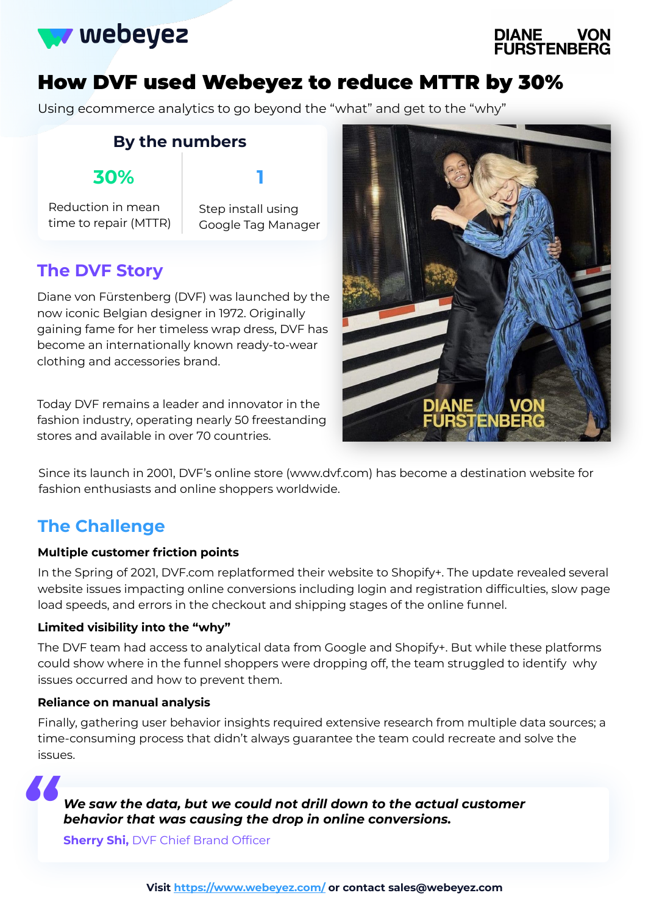# How DVF used Webeyez to reduce MTTR by 30%

Using ecommerce analytics to go beyond the "what" and get to the "why"

### By the numbers

| | |
|---|---|
| **30%** | **1** |
| Reduction in mean time to repair (MTTR) | Step install using Google Tag Manager |

## The DVF Story

Diane von Fürstenberg (DVF) was launched by the now iconic Belgian designer in 1972. Originally gaining fame for her timeless wrap dress, DVF has become an internationally known ready-to-wear clothing and accessories brand.

Today DVF remains a leader and innovator in the fashion industry, operating nearly 50 freestanding stores and available in over 70 countries.

Since its launch in 2001, DVF's online store (www.dvf.com) has become a destination website for fashion enthusiasts and online shoppers worldwide.

## The Challenge

**Multiple customer friction points**

In the Spring of 2021, DVF.com replatformed their website to Shopify+. The update revealed several website issues impacting online conversions including login and registration difficulties, slow page load speeds, and errors in the checkout and shipping stages of the online funnel.

**Limited visibility into the "why"**

The DVF team had access to analytical data from Google and Shopify+. But while these platforms could show where in the funnel shoppers were dropping off, the team struggled to identify why issues occurred and how to prevent them.

**Reliance on manual analysis**

Finally, gathering user behavior insights required extensive research from multiple data sources; a time-consuming process that didn't always guarantee the team could recreate and solve the issues.

> ***We saw the data, but we could not drill down to the actual customer behavior that was causing the drop in online conversions.***
>
> **Sherry Shi,** DVF Chief Brand Officer

**Visit https://www.webeyez.com/ or contact sales@webeyez.com**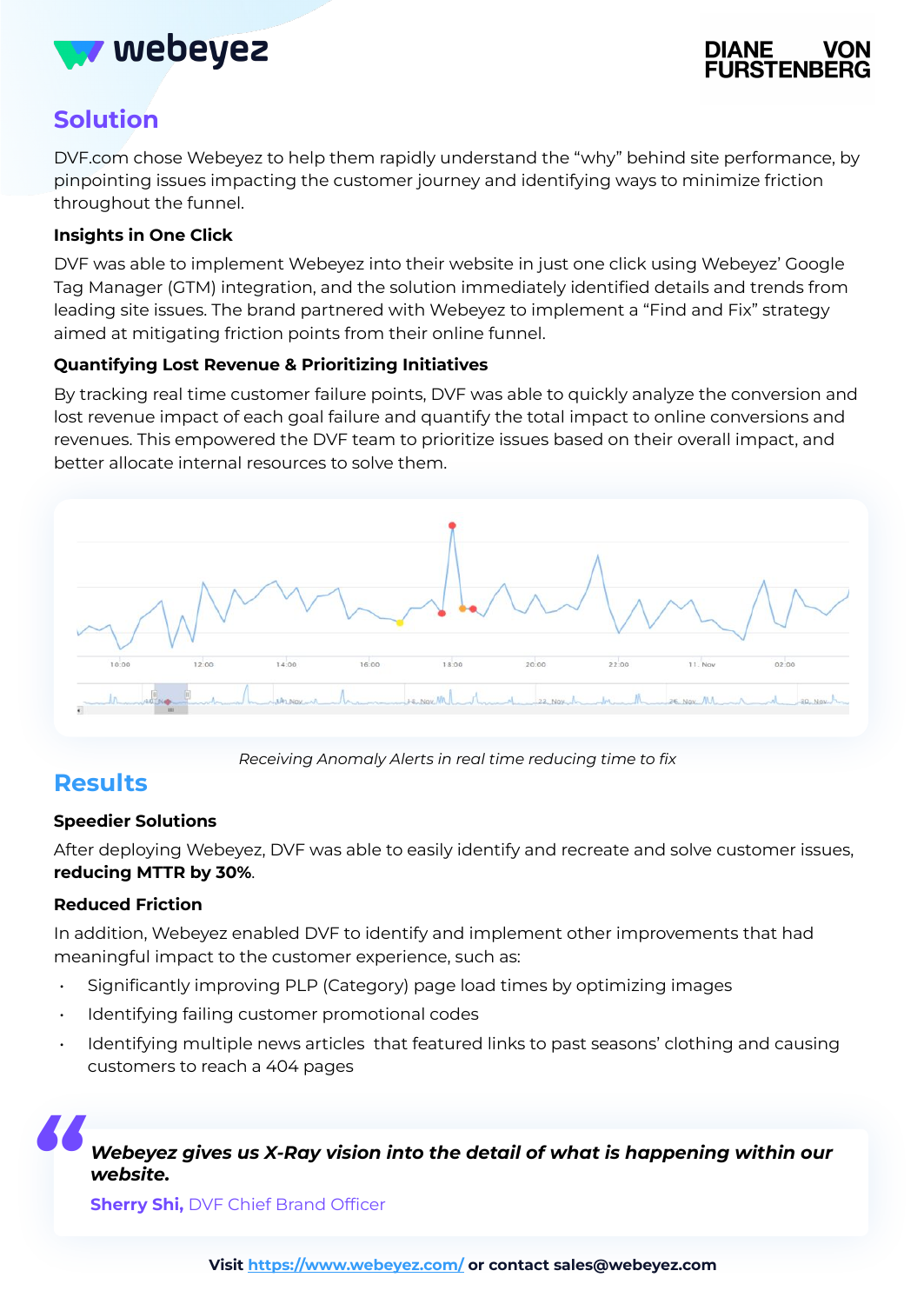## Solution

DVF.com chose Webeyez to help them rapidly understand the "why" behind site performance, by pinpointing issues impacting the customer journey and identifying ways to minimize friction throughout the funnel.

### Insights in One Click

DVF was able to implement Webeyez into their website in just one click using Webeyez' Google Tag Manager (GTM) integration, and the solution immediately identified details and trends from leading site issues. The brand partnered with Webeyez to implement a "Find and Fix" strategy aimed at mitigating friction points from their online funnel.

### Quantifying Lost Revenue & Prioritizing Initiatives

By tracking real time customer failure points, DVF was able to quickly analyze the conversion and lost revenue impact of each goal failure and quantify the total impact to online conversions and revenues. This empowered the DVF team to prioritize issues based on their overall impact, and better allocate internal resources to solve them.

10:00
12:00
14:00
16:00
18:00
20:00
22:00
11. Nov
02:00

*Receiving Anomaly Alerts in real time reducing time to fix*

## Results

### Speedier Solutions

After deploying Webeyez, DVF was able to easily identify and recreate and solve customer issues, **reducing MTTR by 30%**.

### Reduced Friction

In addition, Webeyez enabled DVF to identify and implement other improvements that had meaningful impact to the customer experience, such as:

- Significantly improving PLP (Category) page load times by optimizing images
- Identifying failing customer promotional codes
- Identifying multiple news articles that featured links to past seasons' clothing and causing customers to reach a 404 pages

> ***Webeyez gives us X-Ray vision into the detail of what is happening within our website.***
>
> **Sherry Shi,** DVF Chief Brand Officer

**Visit [https://www.webeyez.com/](https://www.webeyez.com/) or contact sales@webeyez.com**